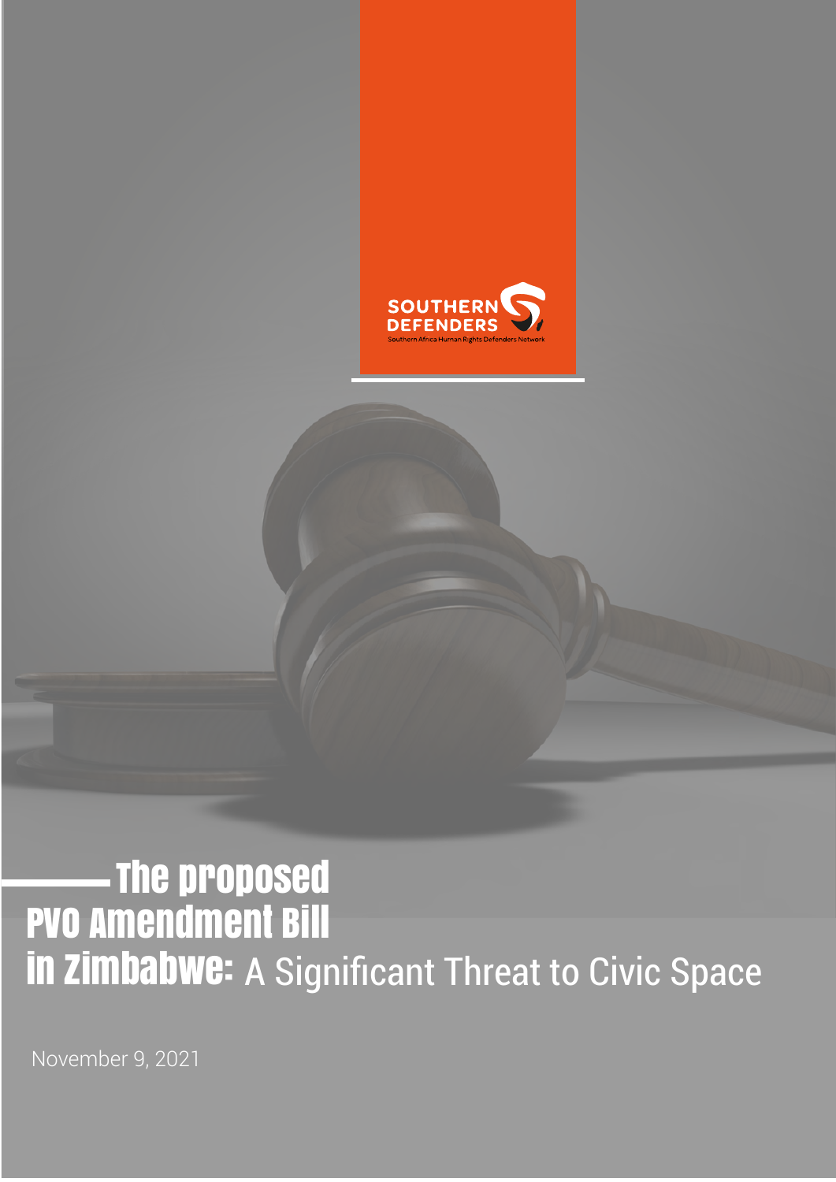SOUTHERN DEFENDERS

Southern Africa Human Rights Defenders Network

# The proposed PVO Amendment Bill in Zimbabwe: A Significant Threat to Civic Space

November 9, 2021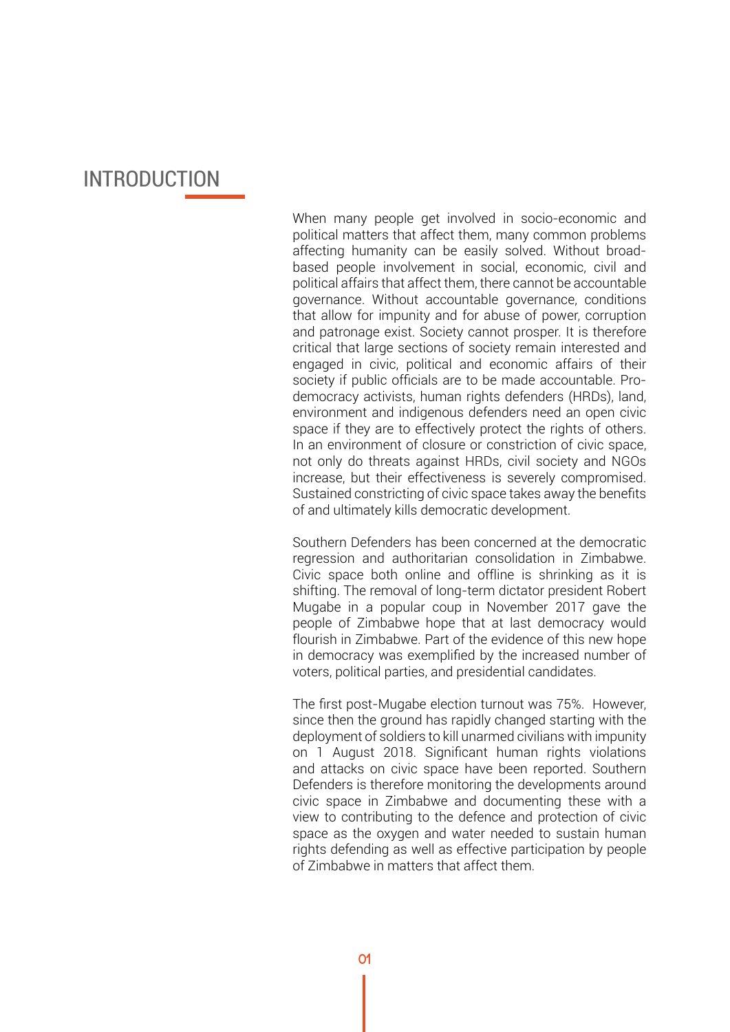# INTRODUCTION

When many people get involved in socio-economic and political matters that affect them, many common problems affecting humanity can be easily solved. Without broad-based people involvement in social, economic, civil and political affairs that affect them, there cannot be accountable governance. Without accountable governance, conditions that allow for impunity and for abuse of power, corruption and patronage exist. Society cannot prosper. It is therefore critical that large sections of society remain interested and engaged in civic, political and economic affairs of their society if public officials are to be made accountable. Pro-democracy activists, human rights defenders (HRDs), land, environment and indigenous defenders need an open civic space if they are to effectively protect the rights of others. In an environment of closure or constriction of civic space, not only do threats against HRDs, civil society and NGOs increase, but their effectiveness is severely compromised. Sustained constricting of civic space takes away the benefits of and ultimately kills democratic development.

Southern Defenders has been concerned at the democratic regression and authoritarian consolidation in Zimbabwe. Civic space both online and offline is shrinking as it is shifting. The removal of long-term dictator president Robert Mugabe in a popular coup in November 2017 gave the people of Zimbabwe hope that at last democracy would flourish in Zimbabwe. Part of the evidence of this new hope in democracy was exemplified by the increased number of voters, political parties, and presidential candidates.

The first post-Mugabe election turnout was 75%. However, since then the ground has rapidly changed starting with the deployment of soldiers to kill unarmed civilians with impunity on 1 August 2018. Significant human rights violations and attacks on civic space have been reported. Southern Defenders is therefore monitoring the developments around civic space in Zimbabwe and documenting these with a view to contributing to the defence and protection of civic space as the oxygen and water needed to sustain human rights defending as well as effective participation by people of Zimbabwe in matters that affect them.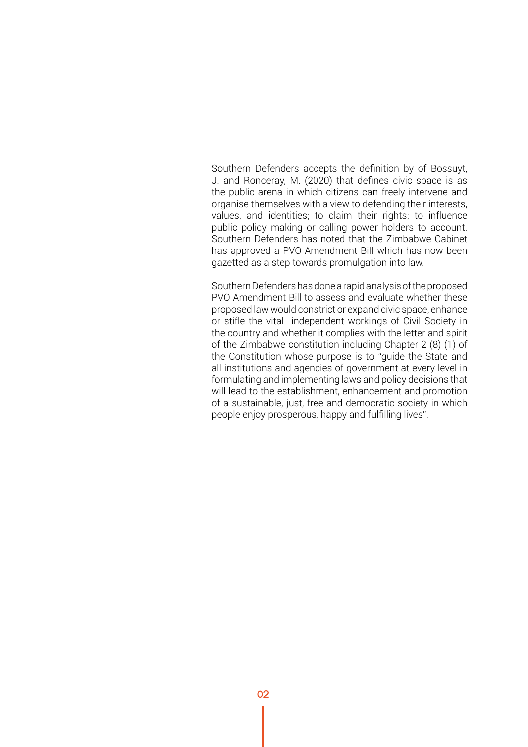Southern Defenders accepts the definition by of Bossuyt, J. and Ronceray, M. (2020) that defines civic space is as the public arena in which citizens can freely intervene and organise themselves with a view to defending their interests, values, and identities; to claim their rights; to influence public policy making or calling power holders to account. Southern Defenders has noted that the Zimbabwe Cabinet has approved a PVO Amendment Bill which has now been gazetted as a step towards promulgation into law.

Southern Defenders has done a rapid analysis of the proposed PVO Amendment Bill to assess and evaluate whether these proposed law would constrict or expand civic space, enhance or stifle the vital independent workings of Civil Society in the country and whether it complies with the letter and spirit of the Zimbabwe constitution including Chapter 2 (8) (1) of the Constitution whose purpose is to "guide the State and all institutions and agencies of government at every level in formulating and implementing laws and policy decisions that will lead to the establishment, enhancement and promotion of a sustainable, just, free and democratic society in which people enjoy prosperous, happy and fulfilling lives".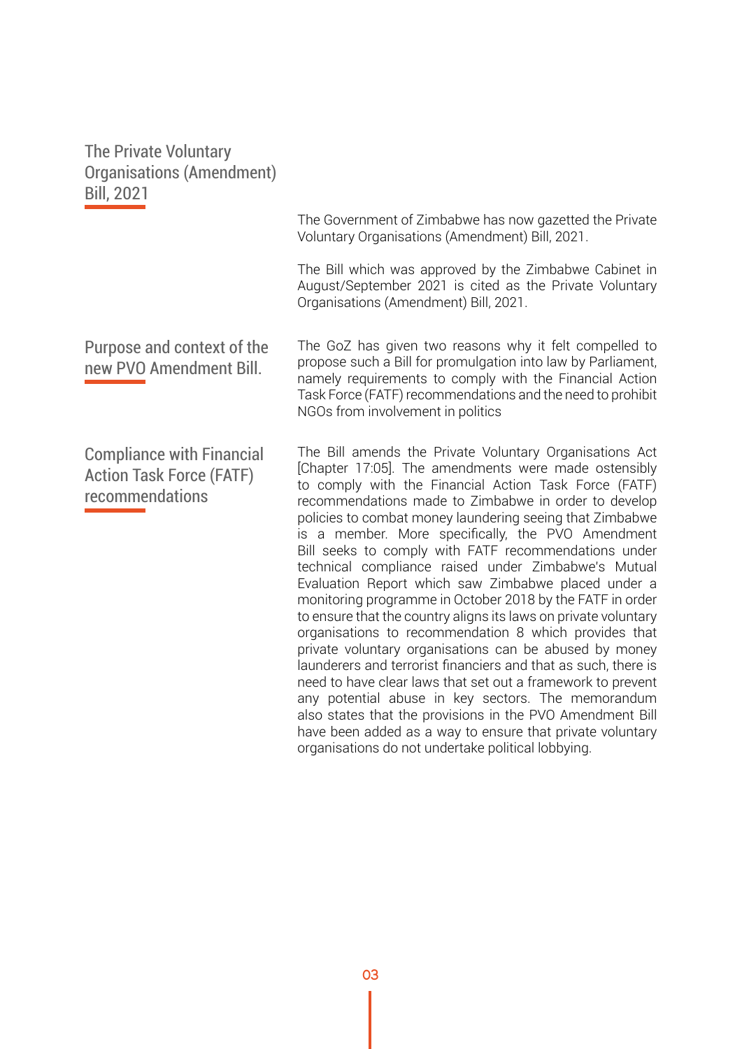## The Private Voluntary Organisations (Amendment) Bill, 2021

The Government of Zimbabwe has now gazetted the Private Voluntary Organisations (Amendment) Bill, 2021.

The Bill which was approved by the Zimbabwe Cabinet in August/September 2021 is cited as the Private Voluntary Organisations (Amendment) Bill, 2021.

## Purpose and context of the new PVO Amendment Bill.

The GoZ has given two reasons why it felt compelled to propose such a Bill for promulgation into law by Parliament, namely requirements to comply with the Financial Action Task Force (FATF) recommendations and the need to prohibit NGOs from involvement in politics

## Compliance with Financial Action Task Force (FATF) recommendations

The Bill amends the Private Voluntary Organisations Act [Chapter 17:05]. The amendments were made ostensibly to comply with the Financial Action Task Force (FATF) recommendations made to Zimbabwe in order to develop policies to combat money laundering seeing that Zimbabwe is a member. More specifically, the PVO Amendment Bill seeks to comply with FATF recommendations under technical compliance raised under Zimbabwe's Mutual Evaluation Report which saw Zimbabwe placed under a monitoring programme in October 2018 by the FATF in order to ensure that the country aligns its laws on private voluntary organisations to recommendation 8 which provides that private voluntary organisations can be abused by money launderers and terrorist financiers and that as such, there is need to have clear laws that set out a framework to prevent any potential abuse in key sectors. The memorandum also states that the provisions in the PVO Amendment Bill have been added as a way to ensure that private voluntary organisations do not undertake political lobbying.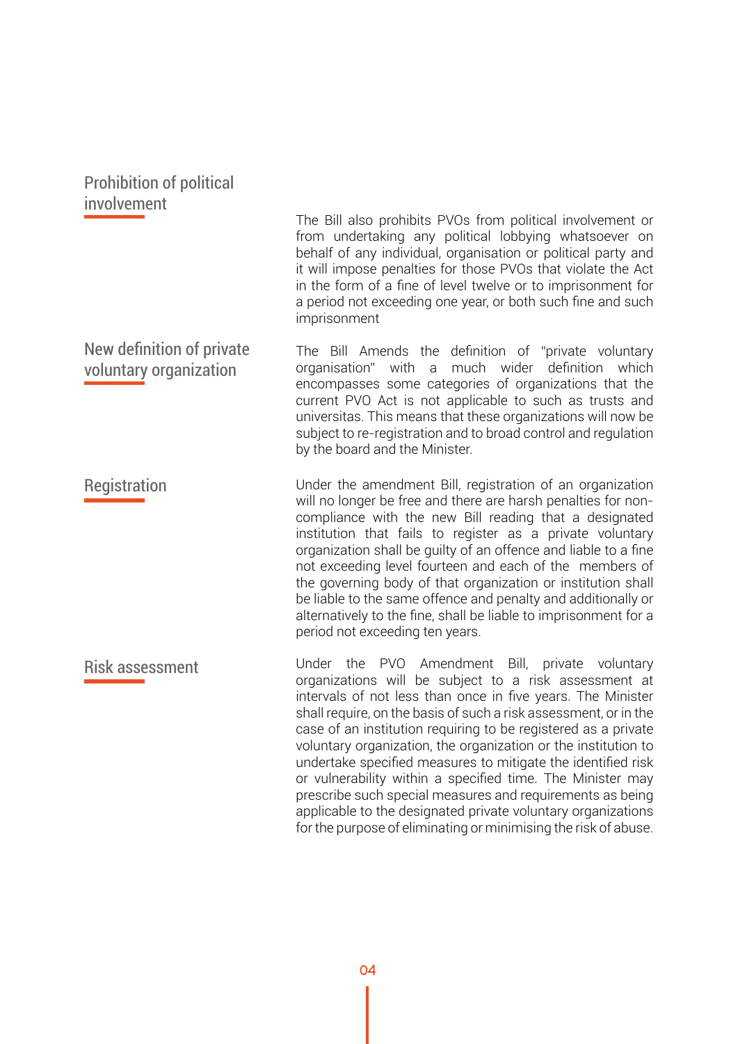## Prohibition of political involvement

The Bill also prohibits PVOs from political involvement or from undertaking any political lobbying whatsoever on behalf of any individual, organisation or political party and it will impose penalties for those PVOs that violate the Act in the form of a fine of level twelve or to imprisonment for a period not exceeding one year, or both such fine and such imprisonment

## New definition of private voluntary organization

The Bill Amends the definition of "private voluntary organisation" with a much wider definition which encompasses some categories of organizations that the current PVO Act is not applicable to such as trusts and universitas. This means that these organizations will now be subject to re-registration and to broad control and regulation by the board and the Minister.

## Registration

Under the amendment Bill, registration of an organization will no longer be free and there are harsh penalties for non-compliance with the new Bill reading that a designated institution that fails to register as a private voluntary organization shall be guilty of an offence and liable to a fine not exceeding level fourteen and each of the members of the governing body of that organization or institution shall be liable to the same offence and penalty and additionally or alternatively to the fine, shall be liable to imprisonment for a period not exceeding ten years.

## Risk assessment

Under the PVO Amendment Bill, private voluntary organizations will be subject to a risk assessment at intervals of not less than once in five years. The Minister shall require, on the basis of such a risk assessment, or in the case of an institution requiring to be registered as a private voluntary organization, the organization or the institution to undertake specified measures to mitigate the identified risk or vulnerability within a specified time. The Minister may prescribe such special measures and requirements as being applicable to the designated private voluntary organizations for the purpose of eliminating or minimising the risk of abuse.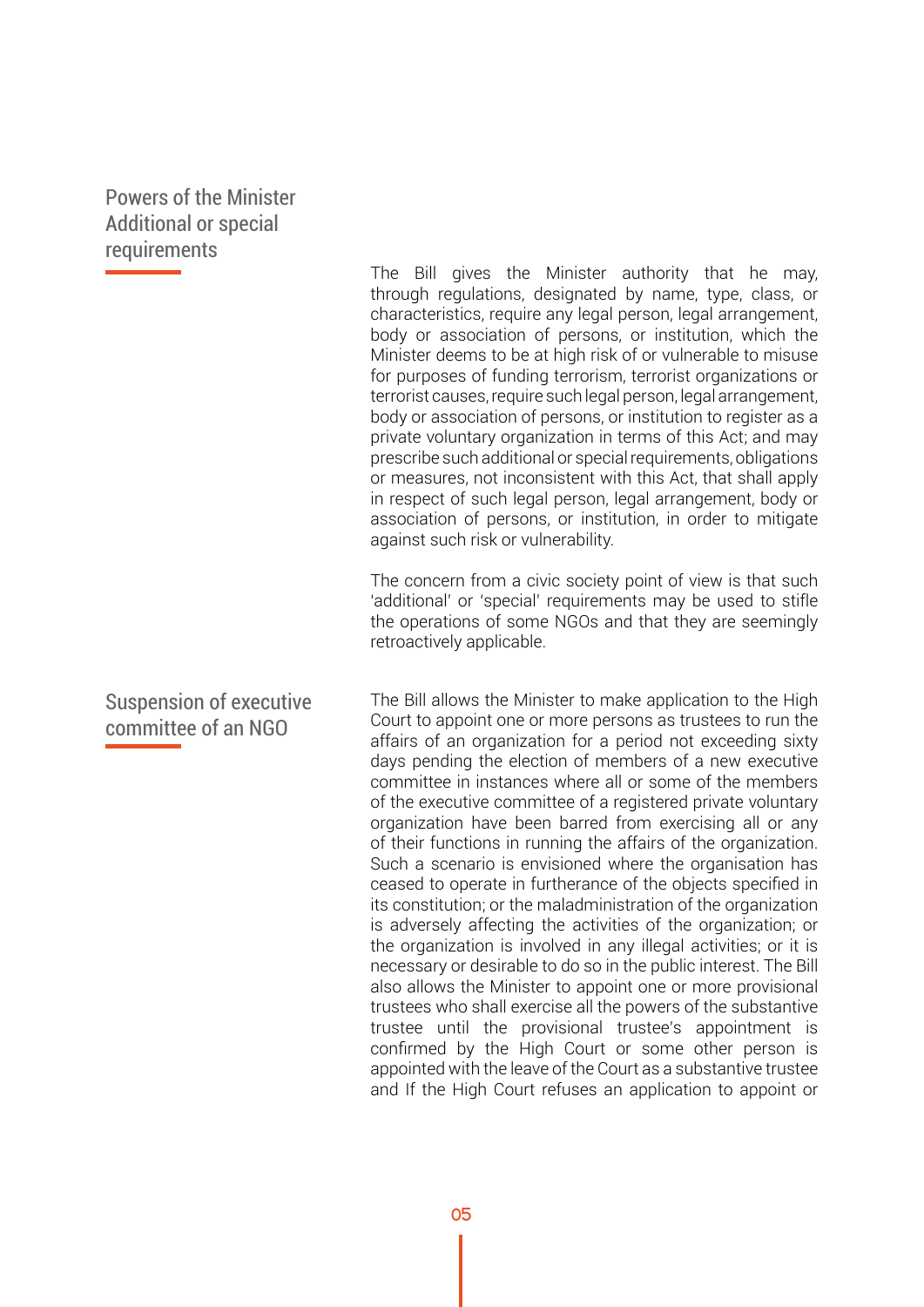## Powers of the Minister Additional or special requirements

The Bill gives the Minister authority that he may, through regulations, designated by name, type, class, or characteristics, require any legal person, legal arrangement, body or association of persons, or institution, which the Minister deems to be at high risk of or vulnerable to misuse for purposes of funding terrorism, terrorist organizations or terrorist causes, require such legal person, legal arrangement, body or association of persons, or institution to register as a private voluntary organization in terms of this Act; and may prescribe such additional or special requirements, obligations or measures, not inconsistent with this Act, that shall apply in respect of such legal person, legal arrangement, body or association of persons, or institution, in order to mitigate against such risk or vulnerability.

The concern from a civic society point of view is that such 'additional' or 'special' requirements may be used to stifle the operations of some NGOs and that they are seemingly retroactively applicable.

## Suspension of executive committee of an NGO

The Bill allows the Minister to make application to the High Court to appoint one or more persons as trustees to run the affairs of an organization for a period not exceeding sixty days pending the election of members of a new executive committee in instances where all or some of the members of the executive committee of a registered private voluntary organization have been barred from exercising all or any of their functions in running the affairs of the organization. Such a scenario is envisioned where the organisation has ceased to operate in furtherance of the objects specified in its constitution; or the maladministration of the organization is adversely affecting the activities of the organization; or the organization is involved in any illegal activities; or it is necessary or desirable to do so in the public interest. The Bill also allows the Minister to appoint one or more provisional trustees who shall exercise all the powers of the substantive trustee until the provisional trustee's appointment is confirmed by the High Court or some other person is appointed with the leave of the Court as a substantive trustee and If the High Court refuses an application to appoint or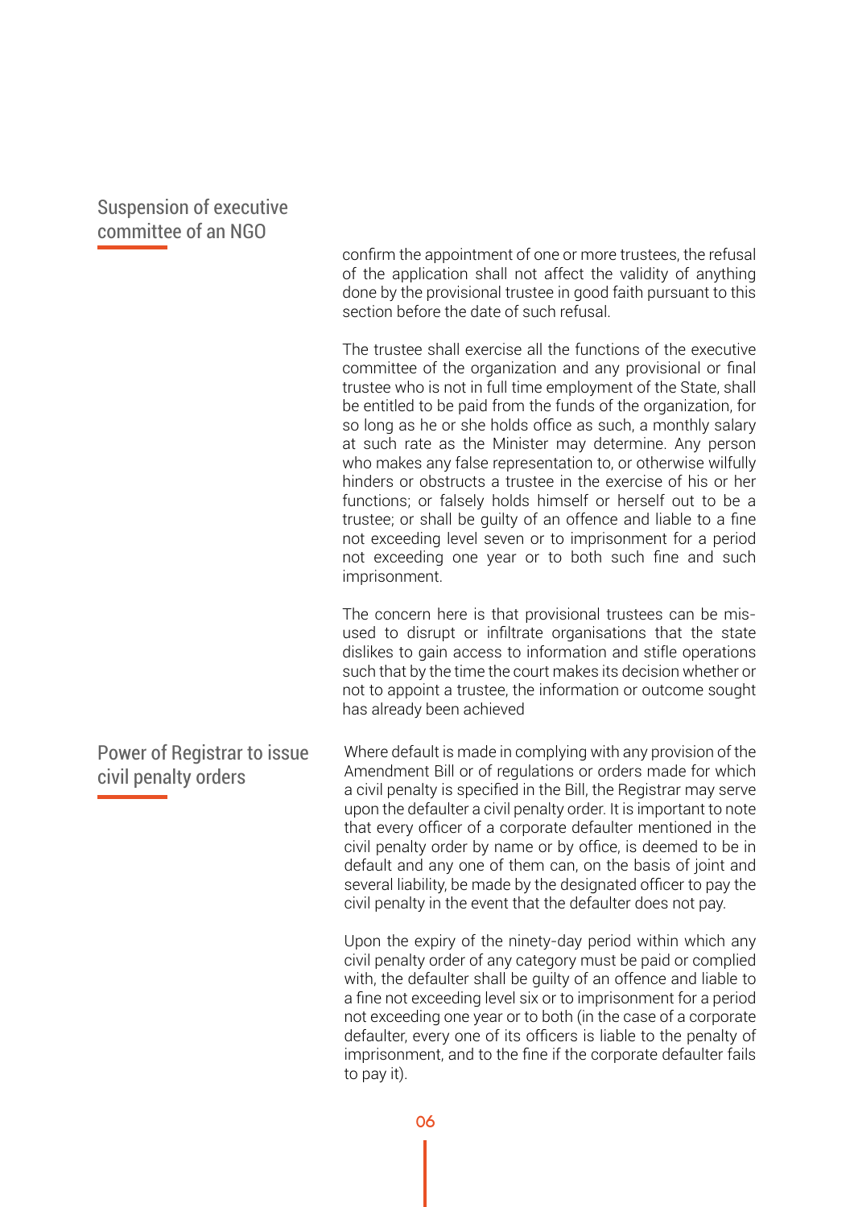## Suspension of executive committee of an NGO

confirm the appointment of one or more trustees, the refusal of the application shall not affect the validity of anything done by the provisional trustee in good faith pursuant to this section before the date of such refusal.

The trustee shall exercise all the functions of the executive committee of the organization and any provisional or final trustee who is not in full time employment of the State, shall be entitled to be paid from the funds of the organization, for so long as he or she holds office as such, a monthly salary at such rate as the Minister may determine. Any person who makes any false representation to, or otherwise wilfully hinders or obstructs a trustee in the exercise of his or her functions; or falsely holds himself or herself out to be a trustee; or shall be guilty of an offence and liable to a fine not exceeding level seven or to imprisonment for a period not exceeding one year or to both such fine and such imprisonment.

The concern here is that provisional trustees can be mis-used to disrupt or infiltrate organisations that the state dislikes to gain access to information and stifle operations such that by the time the court makes its decision whether or not to appoint a trustee, the information or outcome sought has already been achieved

## Power of Registrar to issue civil penalty orders

Where default is made in complying with any provision of the Amendment Bill or of regulations or orders made for which a civil penalty is specified in the Bill, the Registrar may serve upon the defaulter a civil penalty order. It is important to note that every officer of a corporate defaulter mentioned in the civil penalty order by name or by office, is deemed to be in default and any one of them can, on the basis of joint and several liability, be made by the designated officer to pay the civil penalty in the event that the defaulter does not pay.

Upon the expiry of the ninety-day period within which any civil penalty order of any category must be paid or complied with, the defaulter shall be guilty of an offence and liable to a fine not exceeding level six or to imprisonment for a period not exceeding one year or to both (in the case of a corporate defaulter, every one of its officers is liable to the penalty of imprisonment, and to the fine if the corporate defaulter fails to pay it).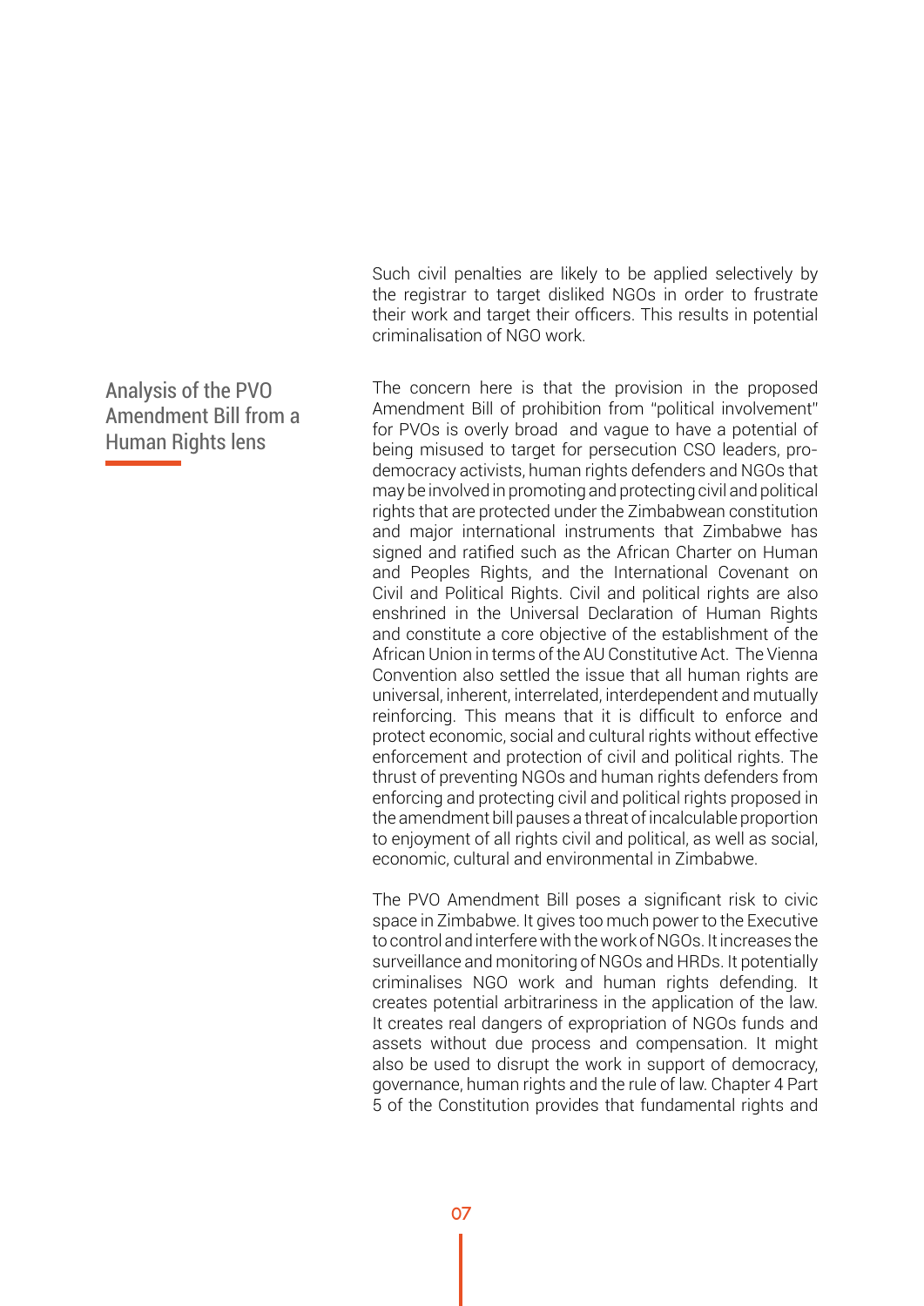Such civil penalties are likely to be applied selectively by the registrar to target disliked NGOs in order to frustrate their work and target their officers. This results in potential criminalisation of NGO work.

## Analysis of the PVO Amendment Bill from a Human Rights lens

The concern here is that the provision in the proposed Amendment Bill of prohibition from "political involvement" for PVOs is overly broad and vague to have a potential of being misused to target for persecution CSO leaders, pro-democracy activists, human rights defenders and NGOs that may be involved in promoting and protecting civil and political rights that are protected under the Zimbabwean constitution and major international instruments that Zimbabwe has signed and ratified such as the African Charter on Human and Peoples Rights, and the International Covenant on Civil and Political Rights. Civil and political rights are also enshrined in the Universal Declaration of Human Rights and constitute a core objective of the establishment of the African Union in terms of the AU Constitutive Act. The Vienna Convention also settled the issue that all human rights are universal, inherent, interrelated, interdependent and mutually reinforcing. This means that it is difficult to enforce and protect economic, social and cultural rights without effective enforcement and protection of civil and political rights. The thrust of preventing NGOs and human rights defenders from enforcing and protecting civil and political rights proposed in the amendment bill pauses a threat of incalculable proportion to enjoyment of all rights civil and political, as well as social, economic, cultural and environmental in Zimbabwe.

The PVO Amendment Bill poses a significant risk to civic space in Zimbabwe. It gives too much power to the Executive to control and interfere with the work of NGOs. It increases the surveillance and monitoring of NGOs and HRDs. It potentially criminalises NGO work and human rights defending. It creates potential arbitrariness in the application of the law. It creates real dangers of expropriation of NGOs funds and assets without due process and compensation. It might also be used to disrupt the work in support of democracy, governance, human rights and the rule of law. Chapter 4 Part 5 of the Constitution provides that fundamental rights and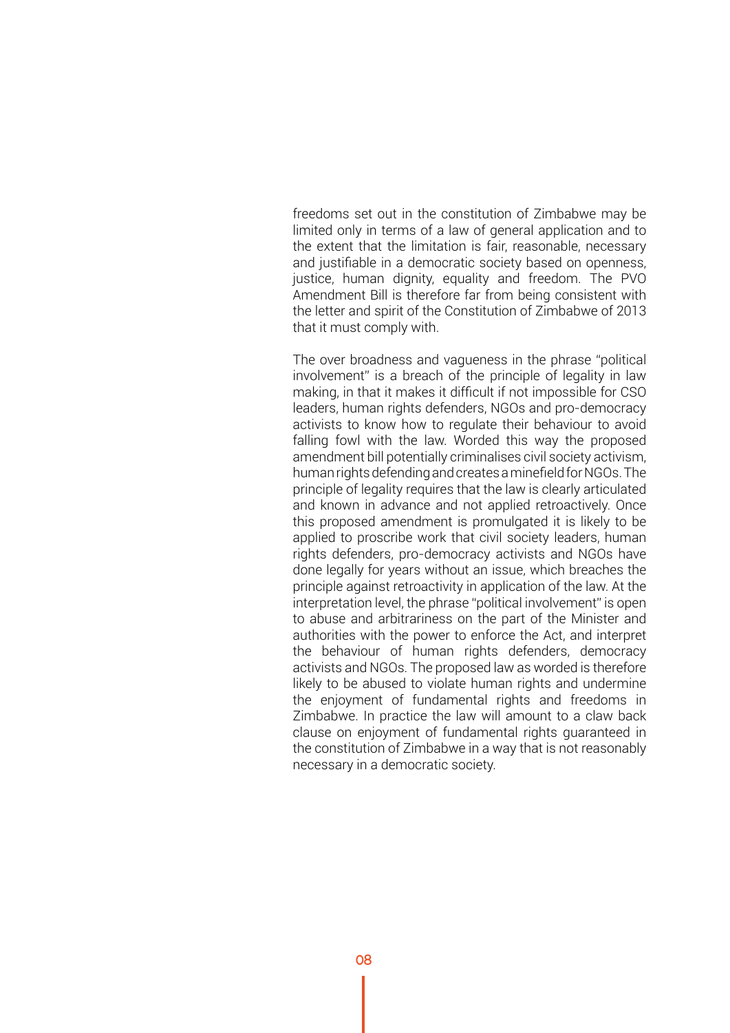freedoms set out in the constitution of Zimbabwe may be limited only in terms of a law of general application and to the extent that the limitation is fair, reasonable, necessary and justifiable in a democratic society based on openness, justice, human dignity, equality and freedom. The PVO Amendment Bill is therefore far from being consistent with the letter and spirit of the Constitution of Zimbabwe of 2013 that it must comply with.

The over broadness and vagueness in the phrase "political involvement" is a breach of the principle of legality in law making, in that it makes it difficult if not impossible for CSO leaders, human rights defenders, NGOs and pro-democracy activists to know how to regulate their behaviour to avoid falling fowl with the law. Worded this way the proposed amendment bill potentially criminalises civil society activism, human rights defending and creates a minefield for NGOs. The principle of legality requires that the law is clearly articulated and known in advance and not applied retroactively. Once this proposed amendment is promulgated it is likely to be applied to proscribe work that civil society leaders, human rights defenders, pro-democracy activists and NGOs have done legally for years without an issue, which breaches the principle against retroactivity in application of the law. At the interpretation level, the phrase "political involvement" is open to abuse and arbitrariness on the part of the Minister and authorities with the power to enforce the Act, and interpret the behaviour of human rights defenders, democracy activists and NGOs. The proposed law as worded is therefore likely to be abused to violate human rights and undermine the enjoyment of fundamental rights and freedoms in Zimbabwe. In practice the law will amount to a claw back clause on enjoyment of fundamental rights guaranteed in the constitution of Zimbabwe in a way that is not reasonably necessary in a democratic society.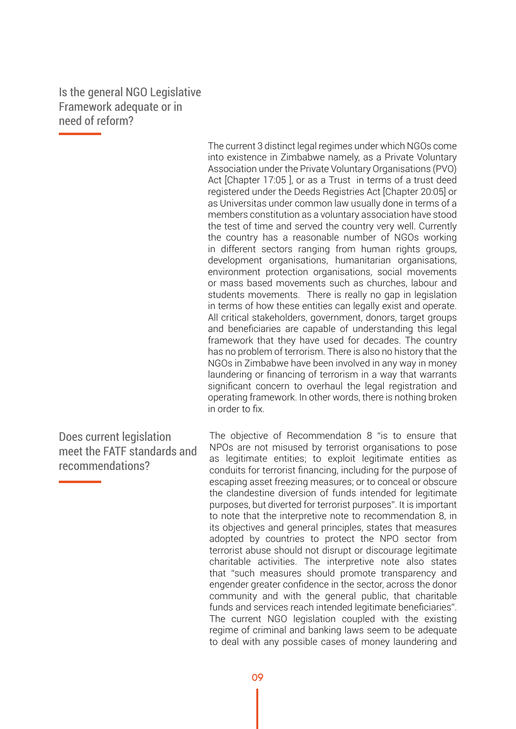## Is the general NGO Legislative Framework adequate or in need of reform?

The current 3 distinct legal regimes under which NGOs come into existence in Zimbabwe namely, as a Private Voluntary Association under the Private Voluntary Organisations (PVO) Act [Chapter 17:05 ], or as a Trust in terms of a trust deed registered under the Deeds Registries Act [Chapter 20:05] or as Universitas under common law usually done in terms of a members constitution as a voluntary association have stood the test of time and served the country very well. Currently the country has a reasonable number of NGOs working in different sectors ranging from human rights groups, development organisations, humanitarian organisations, environment protection organisations, social movements or mass based movements such as churches, labour and students movements. There is really no gap in legislation in terms of how these entities can legally exist and operate. All critical stakeholders, government, donors, target groups and beneficiaries are capable of understanding this legal framework that they have used for decades. The country has no problem of terrorism. There is also no history that the NGOs in Zimbabwe have been involved in any way in money laundering or financing of terrorism in a way that warrants significant concern to overhaul the legal registration and operating framework. In other words, there is nothing broken in order to fix.

## Does current legislation meet the FATF standards and recommendations?

The objective of Recommendation 8 "is to ensure that NPOs are not misused by terrorist organisations to pose as legitimate entities; to exploit legitimate entities as conduits for terrorist financing, including for the purpose of escaping asset freezing measures; or to conceal or obscure the clandestine diversion of funds intended for legitimate purposes, but diverted for terrorist purposes". It is important to note that the interpretive note to recommendation 8, in its objectives and general principles, states that measures adopted by countries to protect the NPO sector from terrorist abuse should not disrupt or discourage legitimate charitable activities. The interpretive note also states that "such measures should promote transparency and engender greater confidence in the sector, across the donor community and with the general public, that charitable funds and services reach intended legitimate beneficiaries". The current NGO legislation coupled with the existing regime of criminal and banking laws seem to be adequate to deal with any possible cases of money laundering and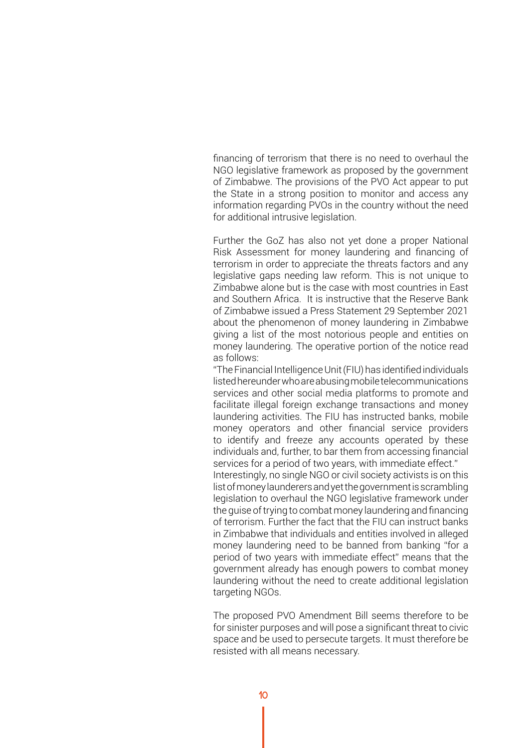financing of terrorism that there is no need to overhaul the NGO legislative framework as proposed by the government of Zimbabwe. The provisions of the PVO Act appear to put the State in a strong position to monitor and access any information regarding PVOs in the country without the need for additional intrusive legislation.

Further the GoZ has also not yet done a proper National Risk Assessment for money laundering and financing of terrorism in order to appreciate the threats factors and any legislative gaps needing law reform. This is not unique to Zimbabwe alone but is the case with most countries in East and Southern Africa. It is instructive that the Reserve Bank of Zimbabwe issued a Press Statement 29 September 2021 about the phenomenon of money laundering in Zimbabwe giving a list of the most notorious people and entities on money laundering. The operative portion of the notice read as follows:

"The Financial Intelligence Unit (FIU) has identified individuals listed hereunder who are abusing mobile telecommunications services and other social media platforms to promote and facilitate illegal foreign exchange transactions and money laundering activities. The FIU has instructed banks, mobile money operators and other financial service providers to identify and freeze any accounts operated by these individuals and, further, to bar them from accessing financial services for a period of two years, with immediate effect."

Interestingly, no single NGO or civil society activists is on this list of money launderers and yet the government is scrambling legislation to overhaul the NGO legislative framework under the guise of trying to combat money laundering and financing of terrorism. Further the fact that the FIU can instruct banks in Zimbabwe that individuals and entities involved in alleged money laundering need to be banned from banking "for a period of two years with immediate effect" means that the government already has enough powers to combat money laundering without the need to create additional legislation targeting NGOs.

The proposed PVO Amendment Bill seems therefore to be for sinister purposes and will pose a significant threat to civic space and be used to persecute targets. It must therefore be resisted with all means necessary.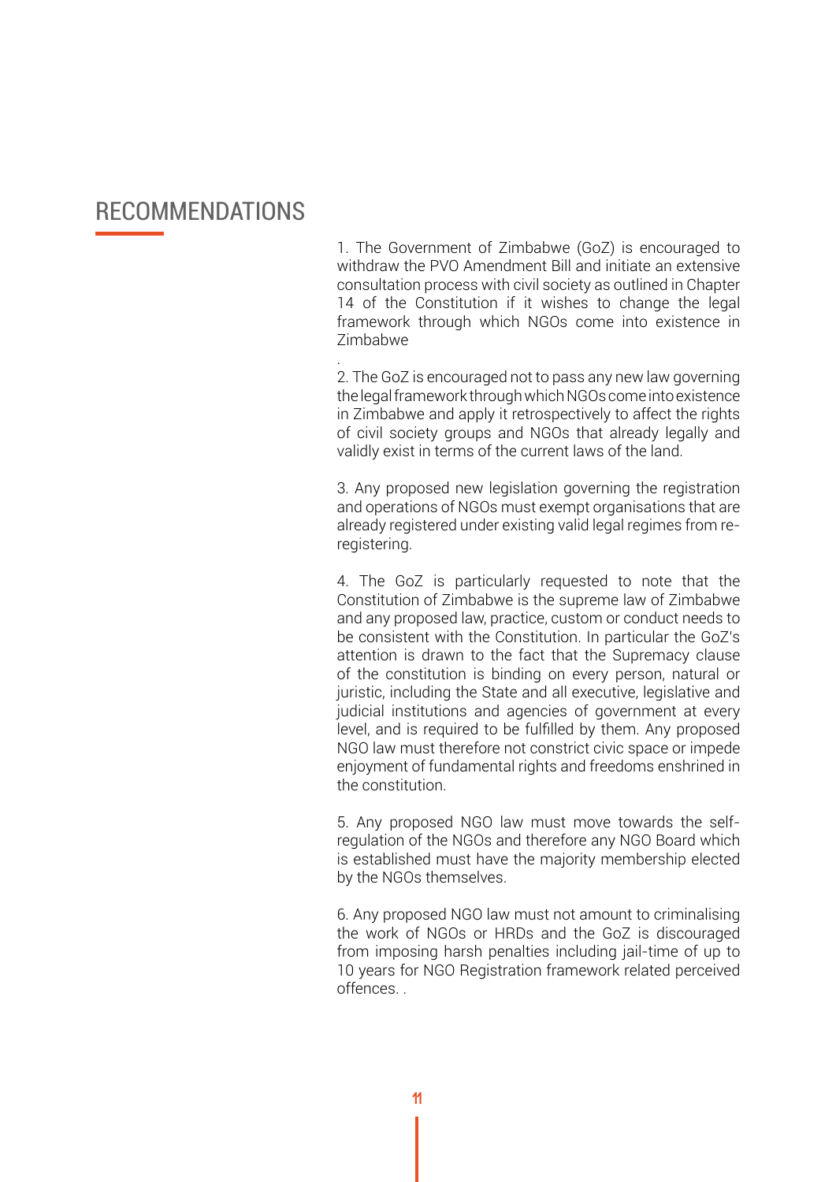# RECOMMENDATIONS

1. The Government of Zimbabwe (GoZ) is encouraged to withdraw the PVO Amendment Bill and initiate an extensive consultation process with civil society as outlined in Chapter 14 of the Constitution if it wishes to change the legal framework through which NGOs come into existence in Zimbabwe

.

2. The GoZ is encouraged not to pass any new law governing the legal framework through which NGOs come into existence in Zimbabwe and apply it retrospectively to affect the rights of civil society groups and NGOs that already legally and validly exist in terms of the current laws of the land.

3. Any proposed new legislation governing the registration and operations of NGOs must exempt organisations that are already registered under existing valid legal regimes from re-registering.

4. The GoZ is particularly requested to note that the Constitution of Zimbabwe is the supreme law of Zimbabwe and any proposed law, practice, custom or conduct needs to be consistent with the Constitution. In particular the GoZ's attention is drawn to the fact that the Supremacy clause of the constitution is binding on every person, natural or juristic, including the State and all executive, legislative and judicial institutions and agencies of government at every level, and is required to be fulfilled by them. Any proposed NGO law must therefore not constrict civic space or impede enjoyment of fundamental rights and freedoms enshrined in the constitution.

5. Any proposed NGO law must move towards the self-regulation of the NGOs and therefore any NGO Board which is established must have the majority membership elected by the NGOs themselves.

6. Any proposed NGO law must not amount to criminalising the work of NGOs or HRDs and the GoZ is discouraged from imposing harsh penalties including jail-time of up to 10 years for NGO Registration framework related perceived offences. .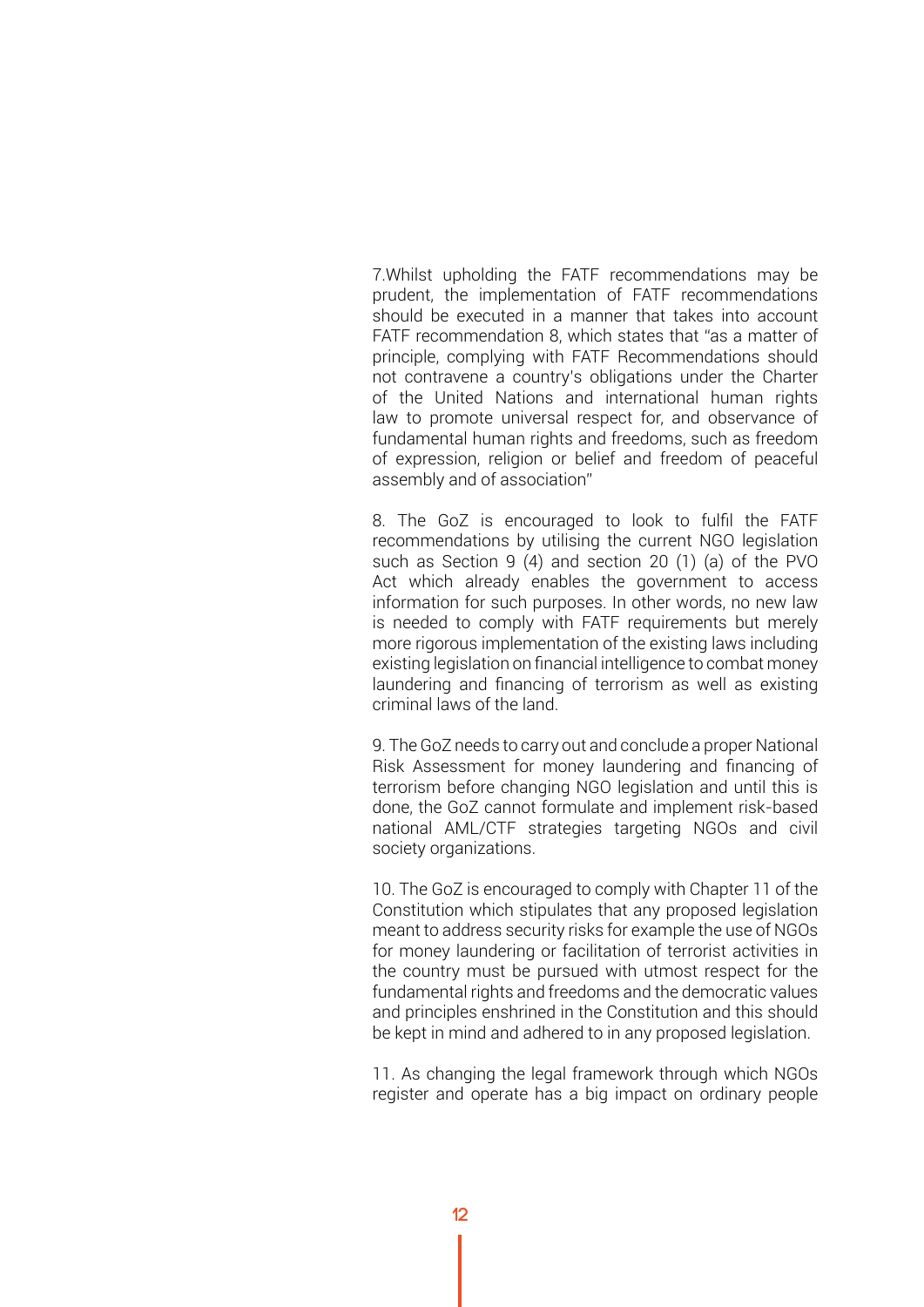7.Whilst upholding the FATF recommendations may be prudent, the implementation of FATF recommendations should be executed in a manner that takes into account FATF recommendation 8, which states that "as a matter of principle, complying with FATF Recommendations should not contravene a country's obligations under the Charter of the United Nations and international human rights law to promote universal respect for, and observance of fundamental human rights and freedoms, such as freedom of expression, religion or belief and freedom of peaceful assembly and of association"

8. The GoZ is encouraged to look to fulfil the FATF recommendations by utilising the current NGO legislation such as Section 9 (4) and section 20 (1) (a) of the PVO Act which already enables the government to access information for such purposes. In other words, no new law is needed to comply with FATF requirements but merely more rigorous implementation of the existing laws including existing legislation on financial intelligence to combat money laundering and financing of terrorism as well as existing criminal laws of the land.

9. The GoZ needs to carry out and conclude a proper National Risk Assessment for money laundering and financing of terrorism before changing NGO legislation and until this is done, the GoZ cannot formulate and implement risk-based national AML/CTF strategies targeting NGOs and civil society organizations.

10. The GoZ is encouraged to comply with Chapter 11 of the Constitution which stipulates that any proposed legislation meant to address security risks for example the use of NGOs for money laundering or facilitation of terrorist activities in the country must be pursued with utmost respect for the fundamental rights and freedoms and the democratic values and principles enshrined in the Constitution and this should be kept in mind and adhered to in any proposed legislation.

11. As changing the legal framework through which NGOs register and operate has a big impact on ordinary people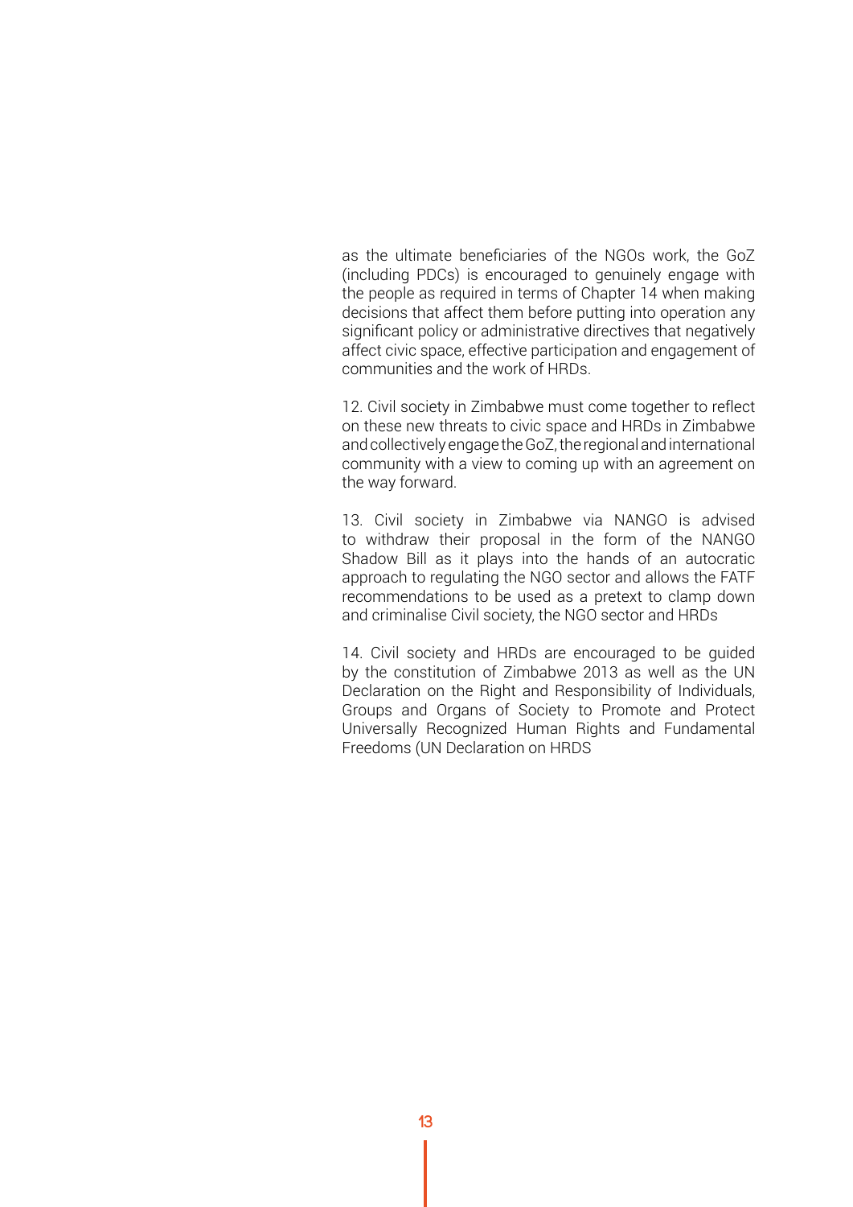as the ultimate beneficiaries of the NGOs work, the GoZ (including PDCs) is encouraged to genuinely engage with the people as required in terms of Chapter 14 when making decisions that affect them before putting into operation any significant policy or administrative directives that negatively affect civic space, effective participation and engagement of communities and the work of HRDs.

12. Civil society in Zimbabwe must come together to reflect on these new threats to civic space and HRDs in Zimbabwe and collectively engage the GoZ, the regional and international community with a view to coming up with an agreement on the way forward.

13. Civil society in Zimbabwe via NANGO is advised to withdraw their proposal in the form of the NANGO Shadow Bill as it plays into the hands of an autocratic approach to regulating the NGO sector and allows the FATF recommendations to be used as a pretext to clamp down and criminalise Civil society, the NGO sector and HRDs

14. Civil society and HRDs are encouraged to be guided by the constitution of Zimbabwe 2013 as well as the UN Declaration on the Right and Responsibility of Individuals, Groups and Organs of Society to Promote and Protect Universally Recognized Human Rights and Fundamental Freedoms (UN Declaration on HRDS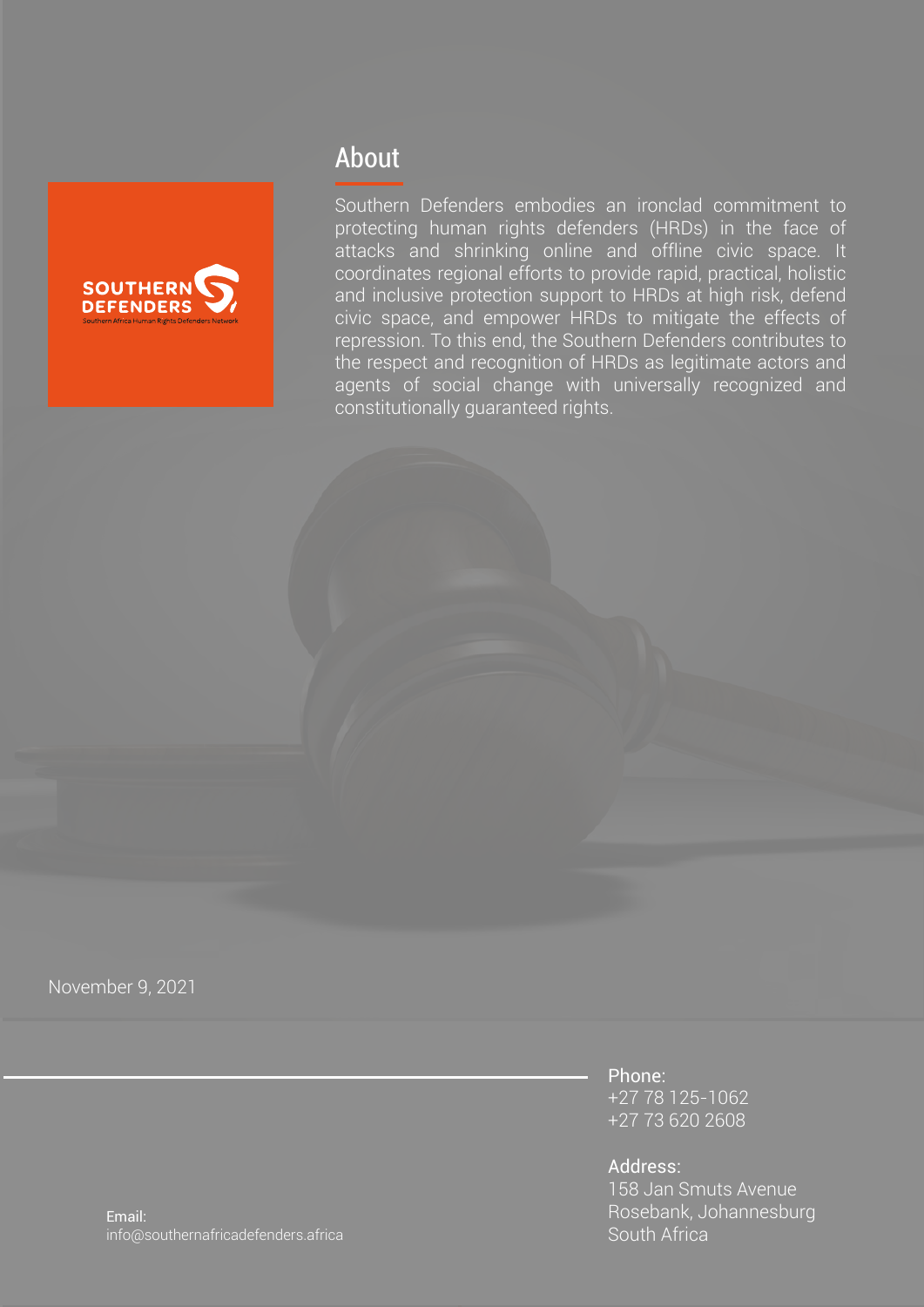SOUTHERN DEFENDERS

Southern Africa Human Rights Defenders Network

## About

Southern Defenders embodies an ironclad commitment to protecting human rights defenders (HRDs) in the face of attacks and shrinking online and offline civic space. It coordinates regional efforts to provide rapid, practical, holistic and inclusive protection support to HRDs at high risk, defend civic space, and empower HRDs to mitigate the effects of repression. To this end, the Southern Defenders contributes to the respect and recognition of HRDs as legitimate actors and agents of social change with universally recognized and constitutionally guaranteed rights.

November 9, 2021

Phone:
+27 78 125-1062
+27 73 620 2608

Address:
158 Jan Smuts Avenue
Rosebank, Johannesburg
South Africa

Email:
info@southernafricadefenders.africa